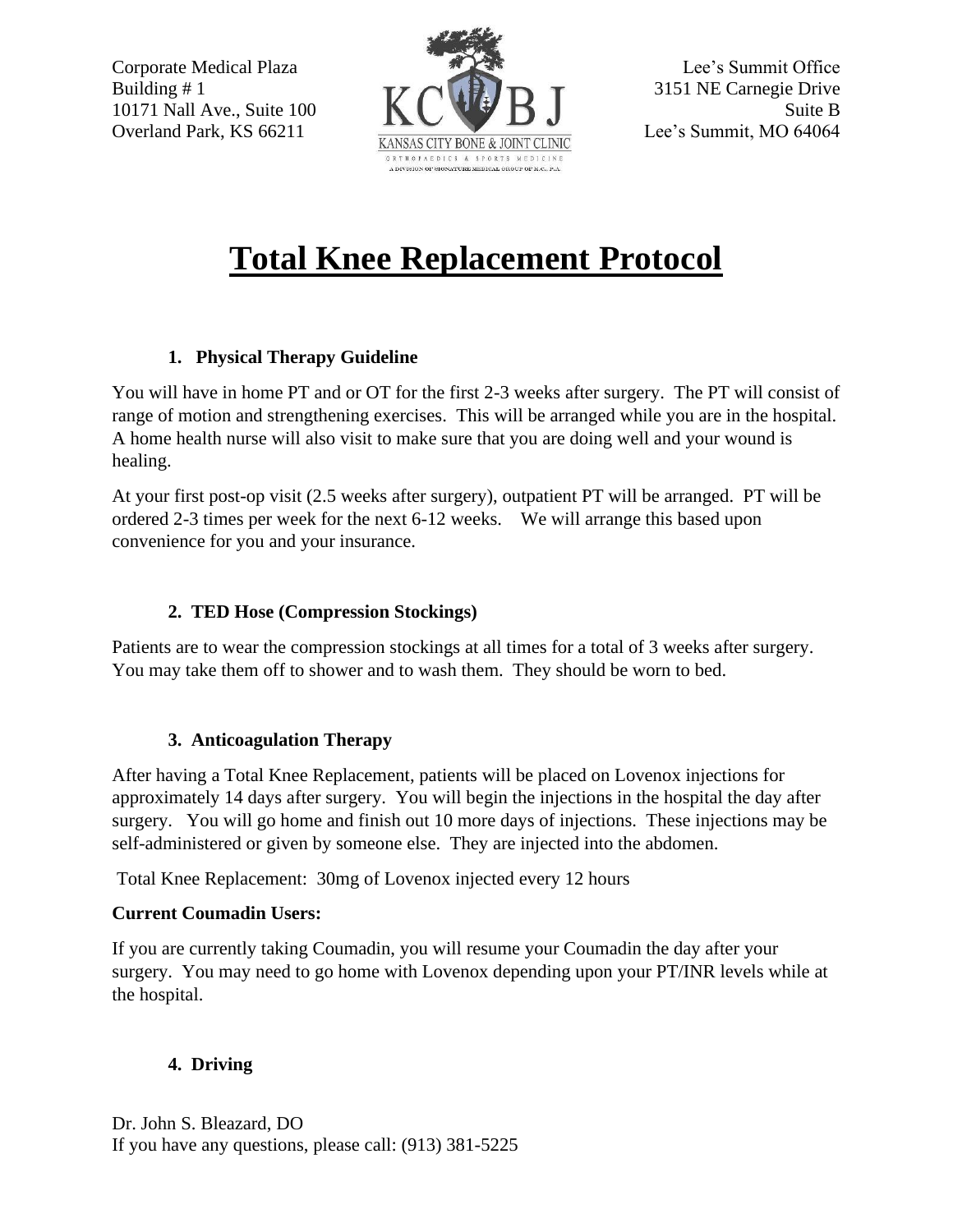Corporate Medical Plaza
Building # 1
10171 Nall Ave., Suite 100
Overland Park, KS 66211

KANSAS CITY BONE & JOINT CLINIC
ORTHOPAEDICS & SPORTS MEDICINE
A DIVISION OF SIGNATURE MEDICAL GROUP OF K.C., P.A.

Lee's Summit Office
3151 NE Carnegie Drive
Suite B
Lee's Summit, MO 64064

# Total Knee Replacement Protocol

### 1. Physical Therapy Guideline

You will have in home PT and or OT for the first 2-3 weeks after surgery. The PT will consist of range of motion and strengthening exercises. This will be arranged while you are in the hospital. A home health nurse will also visit to make sure that you are doing well and your wound is healing.

At your first post-op visit (2.5 weeks after surgery), outpatient PT will be arranged. PT will be ordered 2-3 times per week for the next 6-12 weeks. We will arrange this based upon convenience for you and your insurance.

### 2. TED Hose (Compression Stockings)

Patients are to wear the compression stockings at all times for a total of 3 weeks after surgery. You may take them off to shower and to wash them. They should be worn to bed.

### 3. Anticoagulation Therapy

After having a Total Knee Replacement, patients will be placed on Lovenox injections for approximately 14 days after surgery. You will begin the injections in the hospital the day after surgery. You will go home and finish out 10 more days of injections. These injections may be self-administered or given by someone else. They are injected into the abdomen.

Total Knee Replacement: 30mg of Lovenox injected every 12 hours

**Current Coumadin Users:**

If you are currently taking Coumadin, you will resume your Coumadin the day after your surgery. You may need to go home with Lovenox depending upon your PT/INR levels while at the hospital.

### 4. Driving

Dr. John S. Bleazard, DO
If you have any questions, please call: (913) 381-5225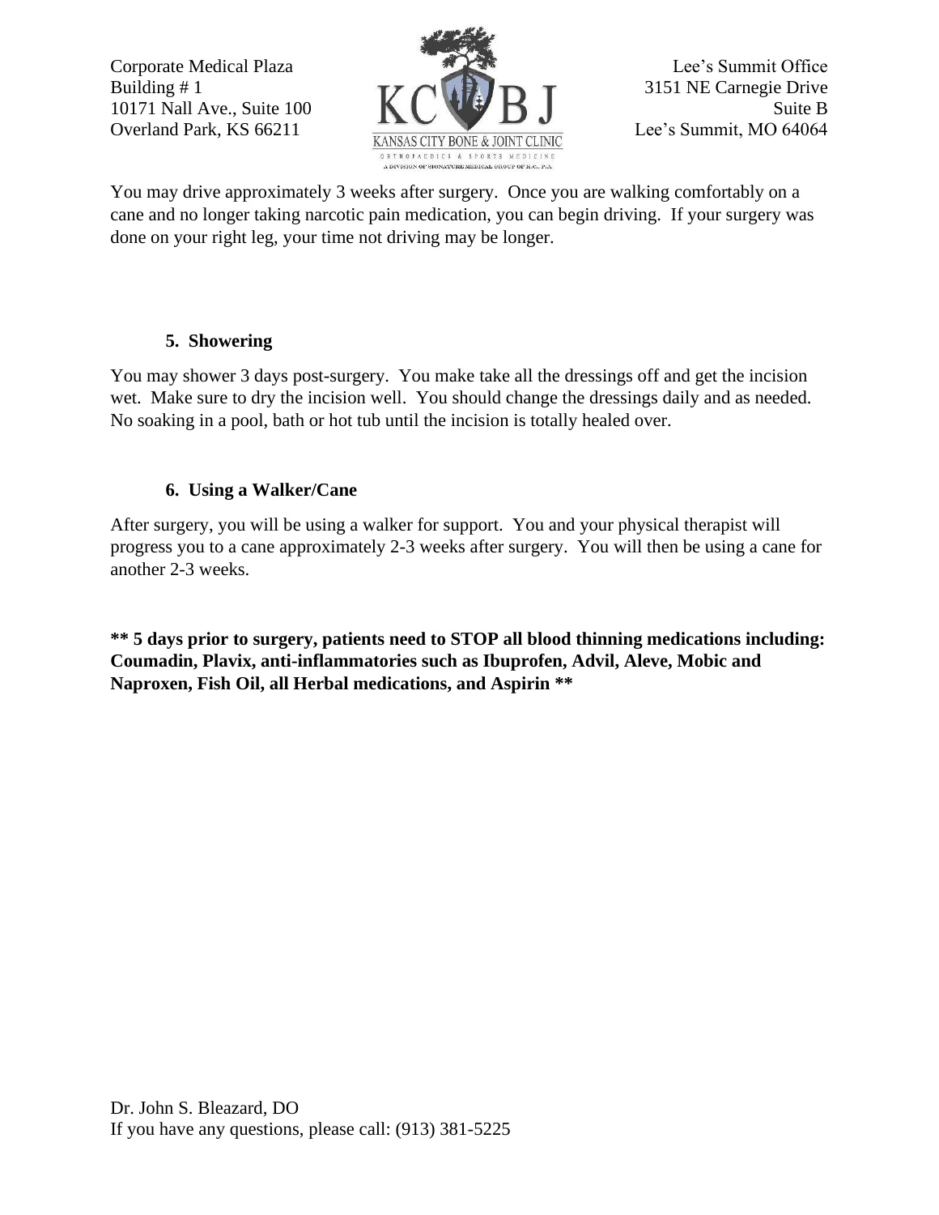You may drive approximately 3 weeks after surgery. Once you are walking comfortably on a cane and no longer taking narcotic pain medication, you can begin driving. If your surgery was done on your right leg, your time not driving may be longer.

### 5. Showering

You may shower 3 days post-surgery. You make take all the dressings off and get the incision wet. Make sure to dry the incision well. You should change the dressings daily and as needed. No soaking in a pool, bath or hot tub until the incision is totally healed over.

### 6. Using a Walker/Cane

After surgery, you will be using a walker for support. You and your physical therapist will progress you to a cane approximately 2-3 weeks after surgery. You will then be using a cane for another 2-3 weeks.

**** 5 days prior to surgery, patients need to STOP all blood thinning medications including: Coumadin, Plavix, anti-inflammatories such as Ibuprofen, Advil, Aleve, Mobic and Naproxen, Fish Oil, all Herbal medications, and Aspirin ****

Dr. John S. Bleazard, DO
If you have any questions, please call: (913) 381-5225